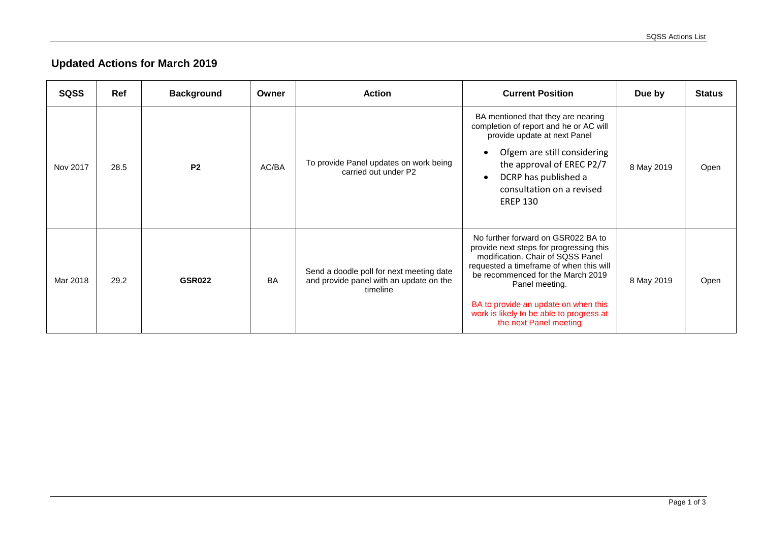# Updated Actions for March 2019

| SQSS | Ref | Background | Owner | Action | Current Position | Due by | Status |
|---|---|---|---|---|---|---|---|
| Nov 2017 | 28.5 | **P2** | AC/BA | To provide Panel updates on work being carried out under P2 | BA mentioned that they are nearing completion of report and he or AC will provide update at next Panel<br>• Ofgem are still considering the approval of EREC P2/7<br>• DCRP has published a consultation on a revised EREP 130 | 8 May 2019 | Open |
| Mar 2018 | 29.2 | **GSR022** | BA | Send a doodle poll for next meeting date and provide panel with an update on the timeline | No further forward on GSR022 BA to provide next steps for progressing this modification. Chair of SQSS Panel requested a timeframe of when this will be recommenced for the March 2019 Panel meeting.<br>BA to provide an update on when this work is likely to be able to progress at the next Panel meeting | 8 May 2019 | Open |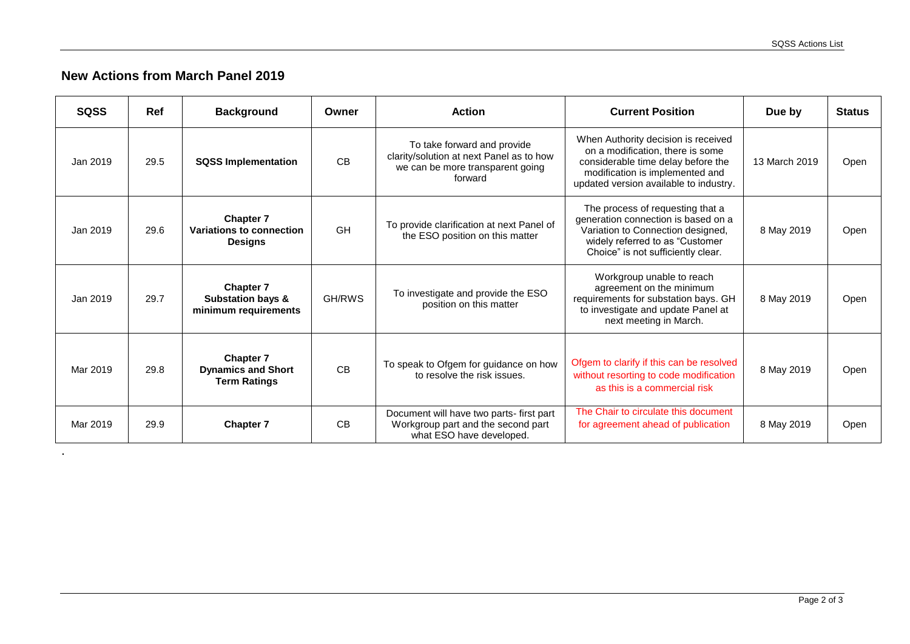## New Actions from March Panel 2019

| SQSS | Ref | Background | Owner | Action | Current Position | Due by | Status |
|---|---|---|---|---|---|---|---|
| Jan 2019 | 29.5 | **SQSS Implementation** | CB | To take forward and provide clarity/solution at next Panel as to how we can be more transparent going forward | When Authority decision is received on a modification, there is some considerable time delay before the modification is implemented and updated version available to industry. | 13 March 2019 | Open |
| Jan 2019 | 29.6 | **Chapter 7 Variations to connection Designs** | GH | To provide clarification at next Panel of the ESO position on this matter | The process of requesting that a generation connection is based on a Variation to Connection designed, widely referred to as "Customer Choice" is not sufficiently clear. | 8 May 2019 | Open |
| Jan 2019 | 29.7 | **Chapter 7 Substation bays & minimum requirements** | GH/RWS | To investigate and provide the ESO position on this matter | Workgroup unable to reach agreement on the minimum requirements for substation bays. GH to investigate and update Panel at next meeting in March. | 8 May 2019 | Open |
| Mar 2019 | 29.8 | **Chapter 7 Dynamics and Short Term Ratings** | CB | To speak to Ofgem for guidance on how to resolve the risk issues. | Ofgem to clarify if this can be resolved without resorting to code modification as this is a commercial risk | 8 May 2019 | Open |
| Mar 2019 | 29.9 | **Chapter 7** | CB | Document will have two parts- first part Workgroup part and the second part what ESO have developed. | The Chair to circulate this document for agreement ahead of publication | 8 May 2019 | Open |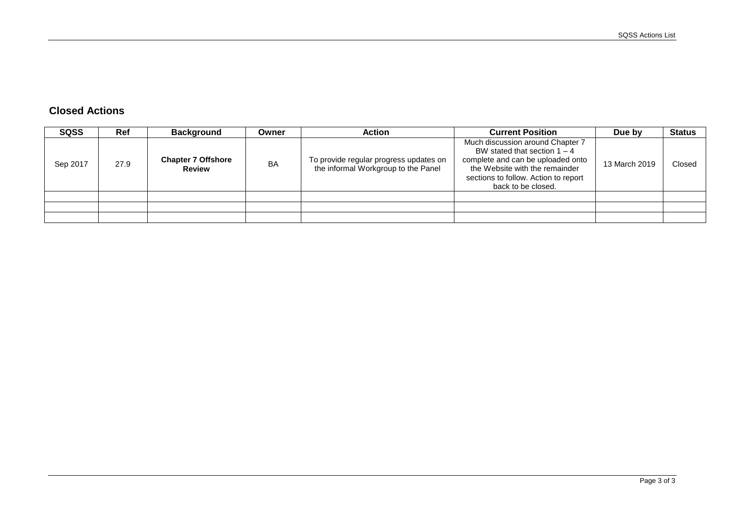## Closed Actions

| SQSS | Ref | Background | Owner | Action | Current Position | Due by | Status |
|---|---|---|---|---|---|---|---|
| Sep 2017 | 27.9 | **Chapter 7 Offshore Review** | BA | To provide regular progress updates on the informal Workgroup to the Panel | Much discussion around Chapter 7 BW stated that section 1 – 4 complete and can be uploaded onto the Website with the remainder sections to follow. Action to report back to be closed. | 13 March 2019 | Closed |
| | | | | | | | |
| | | | | | | | |
| | | | | | | | |